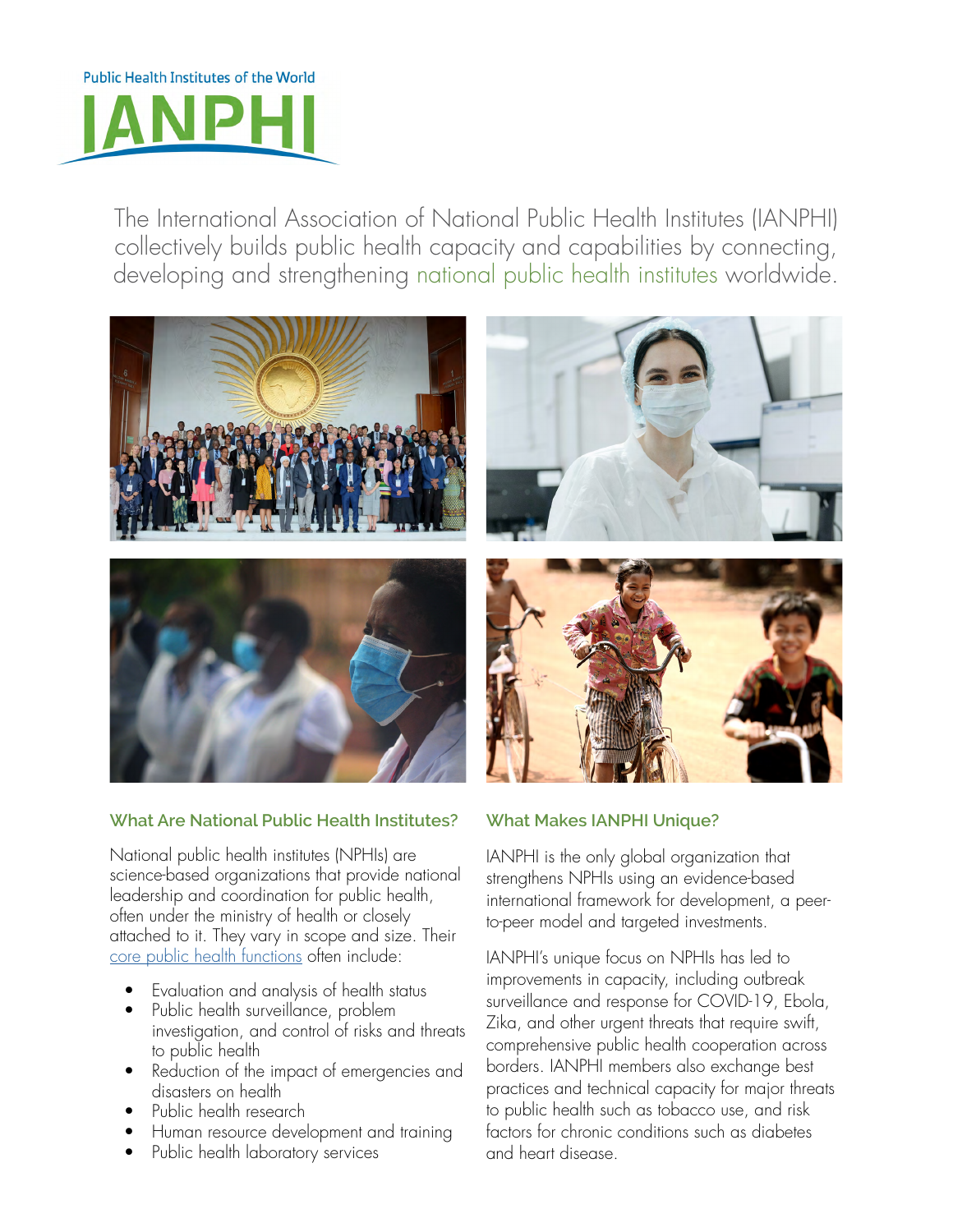Public Health Institutes of the World

# IANPHI

The International Association of National Public Health Institutes (IANPHI) collectively builds public health capacity and capabilities by connecting, developing and strengthening national public health institutes worldwide.

## What Are National Public Health Institutes?

National public health institutes (NPHIs) are science-based organizations that provide national leadership and coordination for public health, often under the ministry of health or closely attached to it. They vary in scope and size. Their core public health functions often include:

- Evaluation and analysis of health status
- Public health surveillance, problem investigation, and control of risks and threats to public health
- Reduction of the impact of emergencies and disasters on health
- Public health research
- Human resource development and training
- Public health laboratory services

## What Makes IANPHI Unique?

IANPHI is the only global organization that strengthens NPHIs using an evidence-based international framework for development, a peer-to-peer model and targeted investments.

IANPHI's unique focus on NPHIs has led to improvements in capacity, including outbreak surveillance and response for COVID-19, Ebola, Zika, and other urgent threats that require swift, comprehensive public health cooperation across borders. IANPHI members also exchange best practices and technical capacity for major threats to public health such as tobacco use, and risk factors for chronic conditions such as diabetes and heart disease.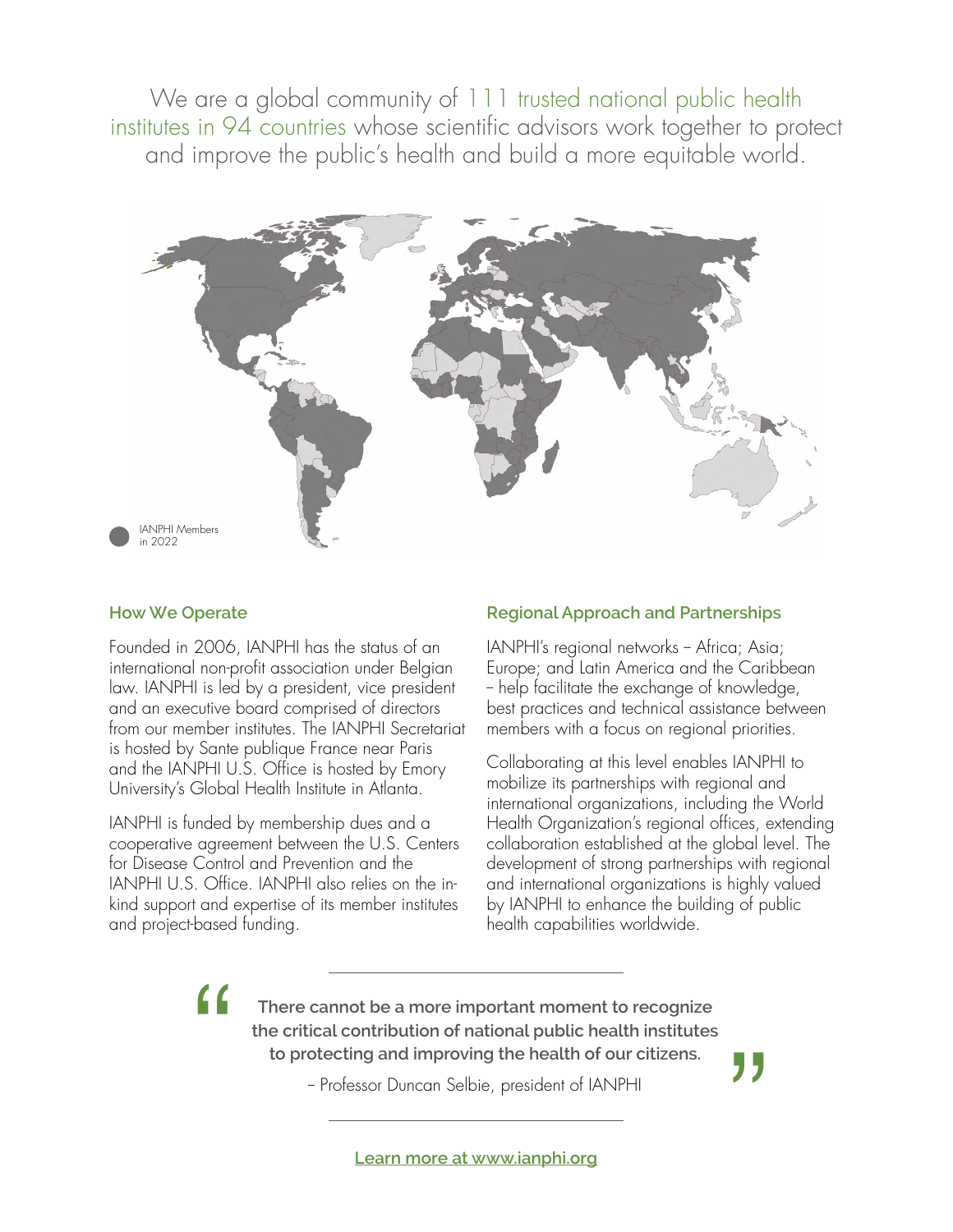We are a global community of 111 trusted national public health institutes in 94 countries whose scientific advisors work together to protect and improve the public's health and build a more equitable world.

IANPHI Members in 2022

### How We Operate

Founded in 2006, IANPHI has the status of an international non-profit association under Belgian law. IANPHI is led by a president, vice president and an executive board comprised of directors from our member institutes. The IANPHI Secretariat is hosted by Sante publique France near Paris and the IANPHI U.S. Office is hosted by Emory University's Global Health Institute in Atlanta.

IANPHI is funded by membership dues and a cooperative agreement between the U.S. Centers for Disease Control and Prevention and the IANPHI U.S. Office. IANPHI also relies on the in-kind support and expertise of its member institutes and project-based funding.

### Regional Approach and Partnerships

IANPHI's regional networks – Africa; Asia; Europe; and Latin America and the Caribbean – help facilitate the exchange of knowledge, best practices and technical assistance between members with a focus on regional priorities.

Collaborating at this level enables IANPHI to mobilize its partnerships with regional and international organizations, including the World Health Organization's regional offices, extending collaboration established at the global level. The development of strong partnerships with regional and international organizations is highly valued by IANPHI to enhance the building of public health capabilities worldwide.

---

> **"There cannot be a more important moment to recognize the critical contribution of national public health institutes to protecting and improving the health of our citizens."**
>
> – Professor Duncan Selbie, president of IANPHI

---

**Learn more at www.ianphi.org**